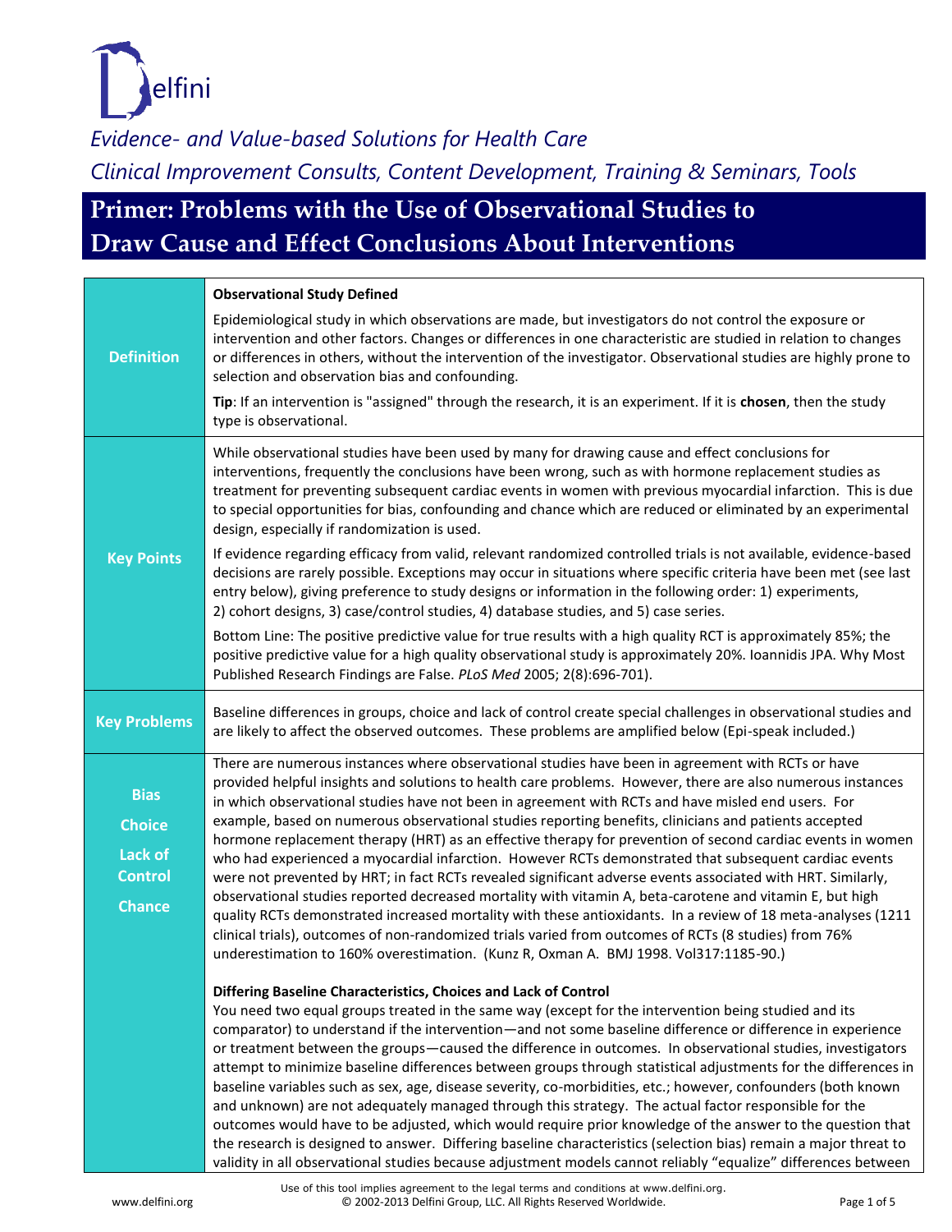Delfini

*Evidence- and Value-based Solutions for Health Care*

*Clinical Improvement Consults, Content Development, Training & Seminars, Tools*

# Primer: Problems with the Use of Observational Studies to Draw Cause and Effect Conclusions About Interventions

| | |
|---|---|
| **Definition** | **Observational Study Defined**<br><br>Epidemiological study in which observations are made, but investigators do not control the exposure or intervention and other factors. Changes or differences in one characteristic are studied in relation to changes or differences in others, without the intervention of the investigator. Observational studies are highly prone to selection and observation bias and confounding.<br><br>**Tip**: If an intervention is "assigned" through the research, it is an experiment. If it is **chosen**, then the study type is observational. |
| **Key Points** | While observational studies have been used by many for drawing cause and effect conclusions for interventions, frequently the conclusions have been wrong, such as with hormone replacement studies as treatment for preventing subsequent cardiac events in women with previous myocardial infarction. This is due to special opportunities for bias, confounding and chance which are reduced or eliminated by an experimental design, especially if randomization is used.<br><br>If evidence regarding efficacy from valid, relevant randomized controlled trials is not available, evidence-based decisions are rarely possible. Exceptions may occur in situations where specific criteria have been met (see last entry below), giving preference to study designs or information in the following order: 1) experiments, 2) cohort designs, 3) case/control studies, 4) database studies, and 5) case series.<br><br>Bottom Line: The positive predictive value for true results with a high quality RCT is approximately 85%; the positive predictive value for a high quality observational study is approximately 20%. Ioannidis JPA. Why Most Published Research Findings are False. *PLoS Med* 2005; 2(8):696-701). |
| **Key Problems** | Baseline differences in groups, choice and lack of control create special challenges in observational studies and are likely to affect the observed outcomes. These problems are amplified below (Epi-speak included.) |
| **Bias**<br>**Choice**<br>**Lack of Control**<br>**Chance** | There are numerous instances where observational studies have been in agreement with RCTs or have provided helpful insights and solutions to health care problems. However, there are also numerous instances in which observational studies have not been in agreement with RCTs and have misled end users. For example, based on numerous observational studies reporting benefits, clinicians and patients accepted hormone replacement therapy (HRT) as an effective therapy for prevention of second cardiac events in women who had experienced a myocardial infarction. However RCTs demonstrated that subsequent cardiac events were not prevented by HRT; in fact RCTs revealed significant adverse events associated with HRT. Similarly, observational studies reported decreased mortality with vitamin A, beta-carotene and vitamin E, but high quality RCTs demonstrated increased mortality with these antioxidants. In a review of 18 meta-analyses (1211 clinical trials), outcomes of non-randomized trials varied from outcomes of RCTs (8 studies) from 76% underestimation to 160% overestimation. (Kunz R, Oxman A. BMJ 1998. Vol317:1185-90.)<br><br>**Differing Baseline Characteristics, Choices and Lack of Control**<br>You need two equal groups treated in the same way (except for the intervention being studied and its comparator) to understand if the intervention—and not some baseline difference or difference in experience or treatment between the groups—caused the difference in outcomes. In observational studies, investigators attempt to minimize baseline differences between groups through statistical adjustments for the differences in baseline variables such as sex, age, disease severity, co-morbidities, etc.; however, confounders (both known and unknown) are not adequately managed through this strategy. The actual factor responsible for the outcomes would have to be adjusted, which would require prior knowledge of the answer to the question that the research is designed to answer. Differing baseline characteristics (selection bias) remain a major threat to validity in all observational studies because adjustment models cannot reliably "equalize" differences between |

Use of this tool implies agreement to the legal terms and conditions at www.delfini.org.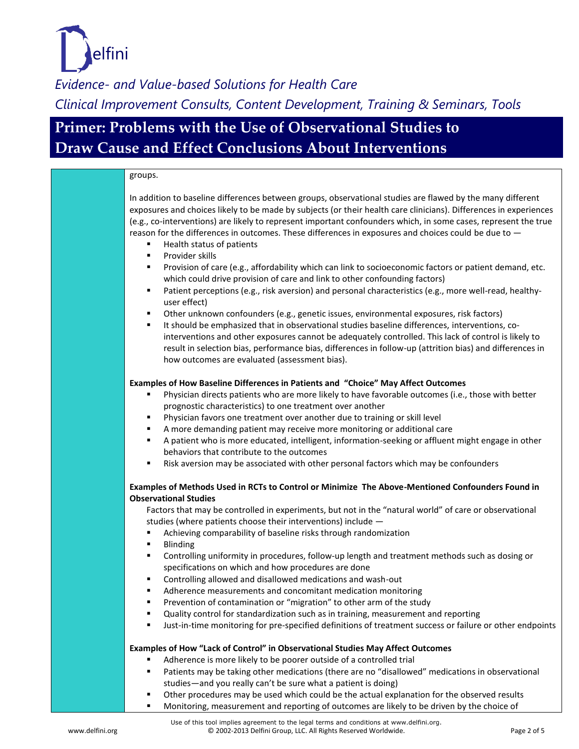groups.

In addition to baseline differences between groups, observational studies are flawed by the many different exposures and choices likely to be made by subjects (or their health care clinicians). Differences in experiences (e.g., co-interventions) are likely to represent important confounders which, in some cases, represent the true reason for the differences in outcomes. These differences in exposures and choices could be due to —

- Health status of patients
- Provider skills
- Provision of care (e.g., affordability which can link to socioeconomic factors or patient demand, etc. which could drive provision of care and link to other confounding factors)
- Patient perceptions (e.g., risk aversion) and personal characteristics (e.g., more well-read, healthy-user effect)
- Other unknown confounders (e.g., genetic issues, environmental exposures, risk factors)
- It should be emphasized that in observational studies baseline differences, interventions, co-interventions and other exposures cannot be adequately controlled. This lack of control is likely to result in selection bias, performance bias, differences in follow-up (attrition bias) and differences in how outcomes are evaluated (assessment bias).

**Examples of How Baseline Differences in Patients and "Choice" May Affect Outcomes**

- Physician directs patients who are more likely to have favorable outcomes (i.e., those with better prognostic characteristics) to one treatment over another
- Physician favors one treatment over another due to training or skill level
- A more demanding patient may receive more monitoring or additional care
- A patient who is more educated, intelligent, information-seeking or affluent might engage in other behaviors that contribute to the outcomes
- Risk aversion may be associated with other personal factors which may be confounders

**Examples of Methods Used in RCTs to Control or Minimize The Above-Mentioned Confounders Found in Observational Studies**

Factors that may be controlled in experiments, but not in the "natural world" of care or observational studies (where patients choose their interventions) include —

- Achieving comparability of baseline risks through randomization
- Blinding
- Controlling uniformity in procedures, follow-up length and treatment methods such as dosing or specifications on which and how procedures are done
- Controlling allowed and disallowed medications and wash-out
- Adherence measurements and concomitant medication monitoring
- Prevention of contamination or "migration" to other arm of the study
- Quality control for standardization such as in training, measurement and reporting
- Just-in-time monitoring for pre-specified definitions of treatment success or failure or other endpoints

**Examples of How "Lack of Control" in Observational Studies May Affect Outcomes**

- Adherence is more likely to be poorer outside of a controlled trial
- Patients may be taking other medications (there are no "disallowed" medications in observational studies—and you really can't be sure what a patient is doing)
- Other procedures may be used which could be the actual explanation for the observed results
- Monitoring, measurement and reporting of outcomes are likely to be driven by the choice of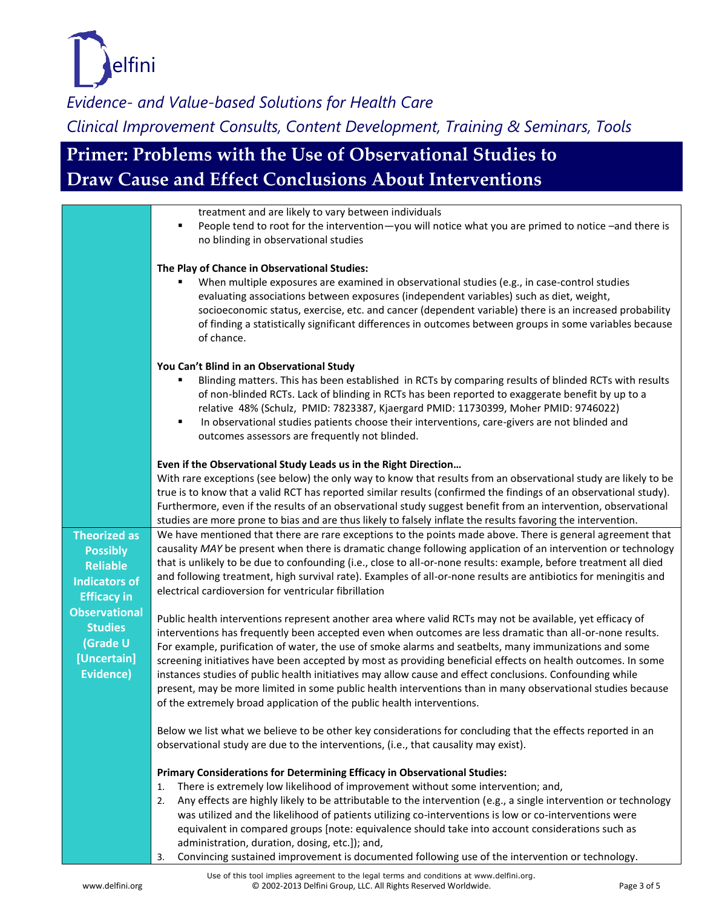treatment and are likely to vary between individuals

- People tend to root for the intervention—you will notice what you are primed to notice –and there is no blinding in observational studies

**The Play of Chance in Observational Studies:**

- When multiple exposures are examined in observational studies (e.g., in case-control studies evaluating associations between exposures (independent variables) such as diet, weight, socioeconomic status, exercise, etc. and cancer (dependent variable) there is an increased probability of finding a statistically significant differences in outcomes between groups in some variables because of chance.

**You Can't Blind in an Observational Study**

- Blinding matters. This has been established in RCTs by comparing results of blinded RCTs with results of non-blinded RCTs. Lack of blinding in RCTs has been reported to exaggerate benefit by up to a relative 48% (Schulz, PMID: 7823387, Kjaergard PMID: 11730399, Moher PMID: 9746022)
- In observational studies patients choose their interventions, care-givers are not blinded and outcomes assessors are frequently not blinded.

**Even if the Observational Study Leads us in the Right Direction…**

With rare exceptions (see below) the only way to know that results from an observational study are likely to be true is to know that a valid RCT has reported similar results (confirmed the findings of an observational study). Furthermore, even if the results of an observational study suggest benefit from an intervention, observational studies are more prone to bias and are thus likely to falsely inflate the results favoring the intervention.

**Theorized as Possibly Reliable Indicators of Efficacy in Observational Studies (Grade U [Uncertain] Evidence)**

We have mentioned that there are rare exceptions to the points made above. There is general agreement that causality *MAY* be present when there is dramatic change following application of an intervention or technology that is unlikely to be due to confounding (i.e., close to all-or-none results: example, before treatment all died and following treatment, high survival rate). Examples of all-or-none results are antibiotics for meningitis and electrical cardioversion for ventricular fibrillation

Public health interventions represent another area where valid RCTs may not be available, yet efficacy of interventions has frequently been accepted even when outcomes are less dramatic than all-or-none results. For example, purification of water, the use of smoke alarms and seatbelts, many immunizations and some screening initiatives have been accepted by most as providing beneficial effects on health outcomes. In some instances studies of public health initiatives may allow cause and effect conclusions. Confounding while present, may be more limited in some public health interventions than in many observational studies because of the extremely broad application of the public health interventions.

Below we list what we believe to be other key considerations for concluding that the effects reported in an observational study are due to the interventions, (i.e., that causality may exist).

**Primary Considerations for Determining Efficacy in Observational Studies:**

1. There is extremely low likelihood of improvement without some intervention; and,
2. Any effects are highly likely to be attributable to the intervention (e.g., a single intervention or technology was utilized and the likelihood of patients utilizing co-interventions is low or co-interventions were equivalent in compared groups [note: equivalence should take into account considerations such as administration, duration, dosing, etc.]); and,
3. Convincing sustained improvement is documented following use of the intervention or technology.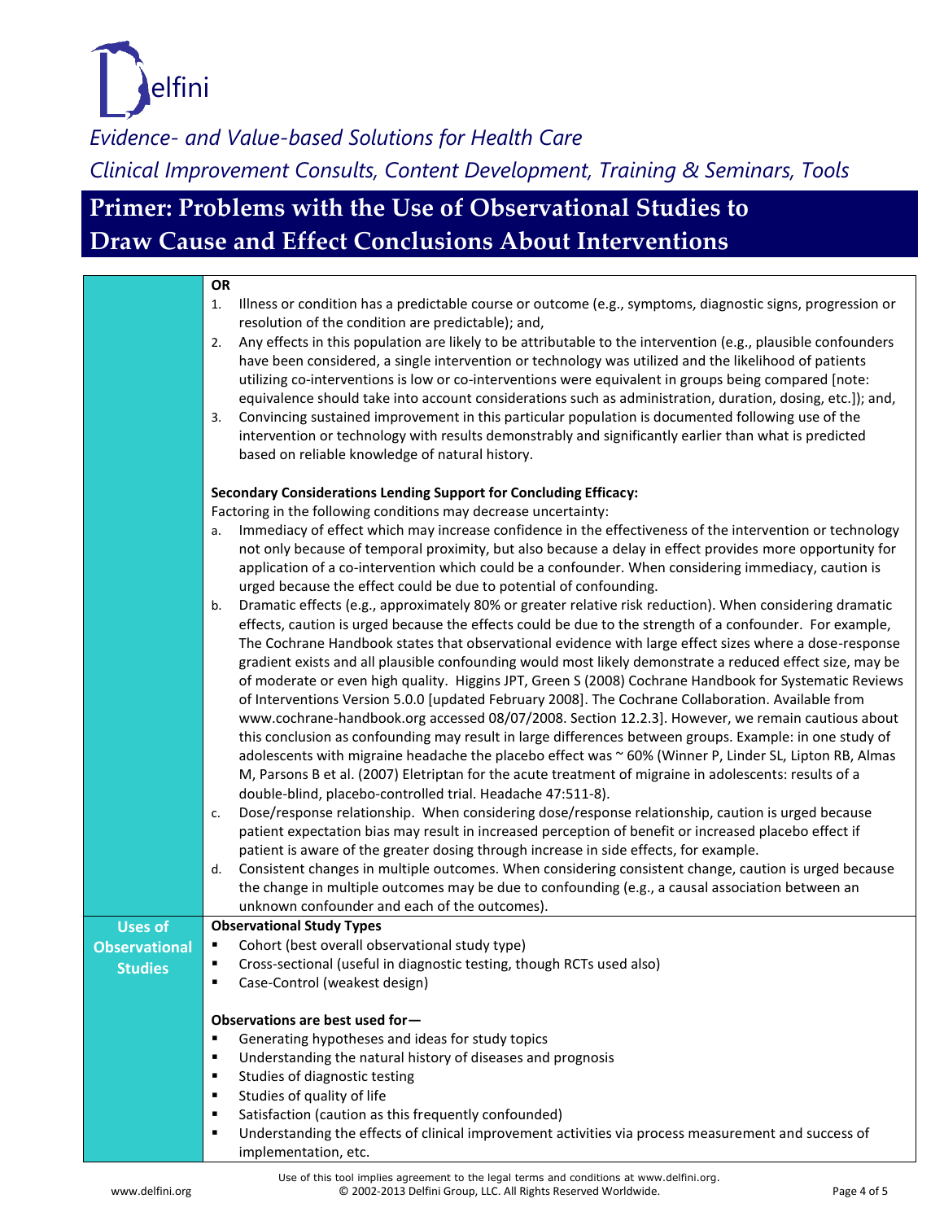| | |
|---|---|
| | **OR**<br>1. Illness or condition has a predictable course or outcome (e.g., symptoms, diagnostic signs, progression or resolution of the condition are predictable); and,<br>2. Any effects in this population are likely to be attributable to the intervention (e.g., plausible confounders have been considered, a single intervention or technology was utilized and the likelihood of patients utilizing co-interventions is low or co-interventions were equivalent in groups being compared [note: equivalence should take into account considerations such as administration, duration, dosing, etc.]); and,<br>3. Convincing sustained improvement in this particular population is documented following use of the intervention or technology with results demonstrably and significantly earlier than what is predicted based on reliable knowledge of natural history.<br><br>**Secondary Considerations Lending Support for Concluding Efficacy:**<br>Factoring in the following conditions may decrease uncertainty:<br>a. Immediacy of effect which may increase confidence in the effectiveness of the intervention or technology not only because of temporal proximity, but also because a delay in effect provides more opportunity for application of a co-intervention which could be a confounder. When considering immediacy, caution is urged because the effect could be due to potential of confounding.<br>b. Dramatic effects (e.g., approximately 80% or greater relative risk reduction). When considering dramatic effects, caution is urged because the effects could be due to the strength of a confounder. For example, The Cochrane Handbook states that observational evidence with large effect sizes where a dose-response gradient exists and all plausible confounding would most likely demonstrate a reduced effect size, may be of moderate or even high quality. Higgins JPT, Green S (2008) Cochrane Handbook for Systematic Reviews of Interventions Version 5.0.0 [updated February 2008]. The Cochrane Collaboration. Available from www.cochrane-handbook.org accessed 08/07/2008. Section 12.2.3]. However, we remain cautious about this conclusion as confounding may result in large differences between groups. Example: in one study of adolescents with migraine headache the placebo effect was ~ 60% (Winner P, Linder SL, Lipton RB, Almas M, Parsons B et al. (2007) Eletriptan for the acute treatment of migraine in adolescents: results of a double-blind, placebo-controlled trial. Headache 47:511-8).<br>c. Dose/response relationship. When considering dose/response relationship, caution is urged because patient expectation bias may result in increased perception of benefit or increased placebo effect if patient is aware of the greater dosing through increase in side effects, for example.<br>d. Consistent changes in multiple outcomes. When considering consistent change, caution is urged because the change in multiple outcomes may be due to confounding (e.g., a causal association between an unknown confounder and each of the outcomes). |
| **Uses of Observational Studies** | **Observational Study Types**<br>▪ Cohort (best overall observational study type)<br>▪ Cross-sectional (useful in diagnostic testing, though RCTs used also)<br>▪ Case-Control (weakest design)<br><br>**Observations are best used for—**<br>▪ Generating hypotheses and ideas for study topics<br>▪ Understanding the natural history of diseases and prognosis<br>▪ Studies of diagnostic testing<br>▪ Studies of quality of life<br>▪ Satisfaction (caution as this frequently confounded)<br>▪ Understanding the effects of clinical improvement activities via process measurement and success of implementation, etc. |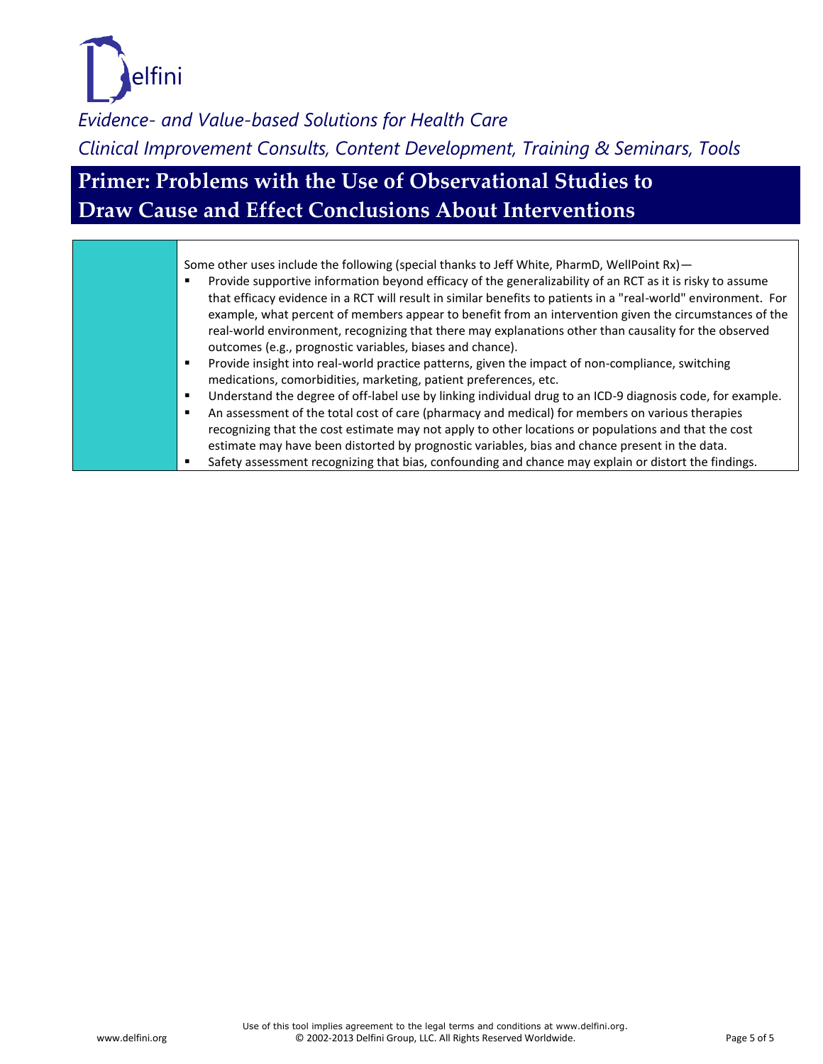# Primer: Problems with the Use of Observational Studies to Draw Cause and Effect Conclusions About Interventions

Some other uses include the following (special thanks to Jeff White, PharmD, WellPoint Rx)—

- Provide supportive information beyond efficacy of the generalizability of an RCT as it is risky to assume that efficacy evidence in a RCT will result in similar benefits to patients in a "real-world" environment. For example, what percent of members appear to benefit from an intervention given the circumstances of the real-world environment, recognizing that there may explanations other than causality for the observed outcomes (e.g., prognostic variables, biases and chance).
- Provide insight into real-world practice patterns, given the impact of non-compliance, switching medications, comorbidities, marketing, patient preferences, etc.
- Understand the degree of off-label use by linking individual drug to an ICD-9 diagnosis code, for example.
- An assessment of the total cost of care (pharmacy and medical) for members on various therapies recognizing that the cost estimate may not apply to other locations or populations and that the cost estimate may have been distorted by prognostic variables, bias and chance present in the data.
- Safety assessment recognizing that bias, confounding and chance may explain or distort the findings.